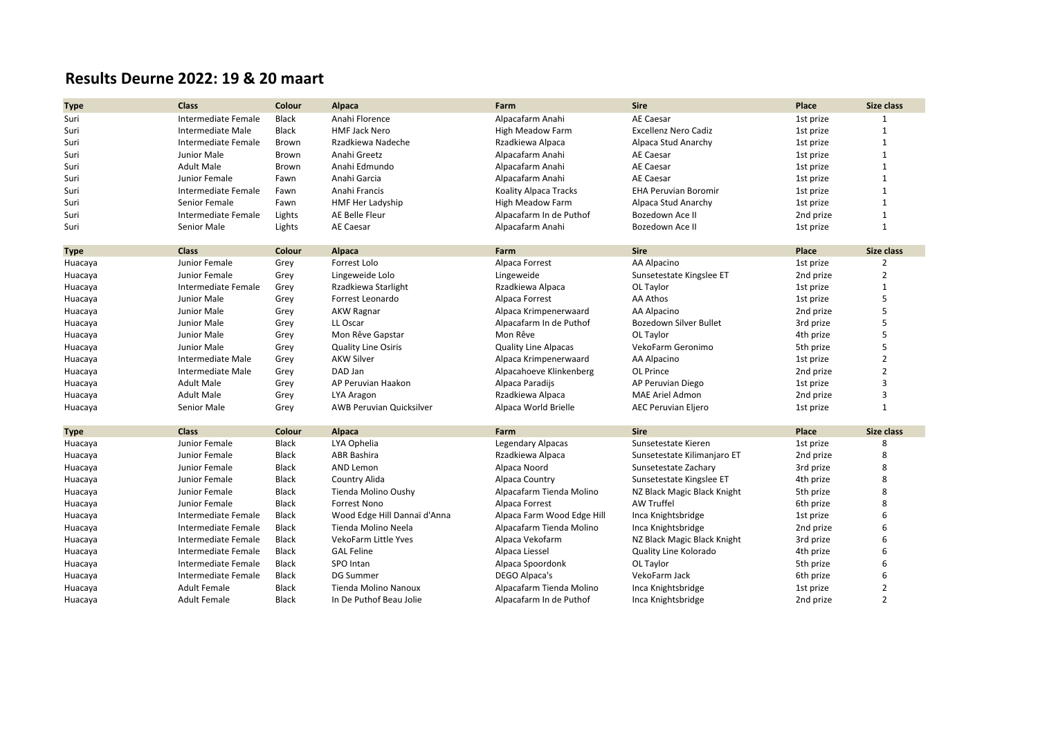## Results Deurne 2022: 19 & 20 maart

| Type | Class | Colour | Alpaca | Farm | Sire | Place | Size class |
|---|---|---|---|---|---|---|---|
| Suri | Intermediate Female | Black | Anahi Florence | Alpacafarm Anahi | AE Caesar | 1st prize | 1 |
| Suri | Intermediate Male | Black | HMF Jack Nero | High Meadow Farm | Excellenz Nero Cadiz | 1st prize | 1 |
| Suri | Intermediate Female | Brown | Rzadkiewa Nadeche | Rzadkiewa Alpaca | Alpaca Stud Anarchy | 1st prize | 1 |
| Suri | Junior Male | Brown | Anahi Greetz | Alpacafarm Anahi | AE Caesar | 1st prize | 1 |
| Suri | Adult Male | Brown | Anahi Edmundo | Alpacafarm Anahi | AE Caesar | 1st prize | 1 |
| Suri | Junior Female | Fawn | Anahi Garcia | Alpacafarm Anahi | AE Caesar | 1st prize | 1 |
| Suri | Intermediate Female | Fawn | Anahi Francis | Koality Alpaca Tracks | EHA Peruvian Boromir | 1st prize | 1 |
| Suri | Senior Female | Fawn | HMF Her Ladyship | High Meadow Farm | Alpaca Stud Anarchy | 1st prize | 1 |
| Suri | Intermediate Female | Lights | AE Belle Fleur | Alpacafarm In de Puthof | Bozedown Ace II | 2nd prize | 1 |
| Suri | Senior Male | Lights | AE Caesar | Alpacafarm Anahi | Bozedown Ace II | 1st prize | 1 |

| Type | Class | Colour | Alpaca | Farm | Sire | Place | Size class |
|---|---|---|---|---|---|---|---|
| Huacaya | Junior Female | Grey | Forrest Lolo | Alpaca Forrest | AA Alpacino | 1st prize | 2 |
| Huacaya | Junior Female | Grey | Lingeweide Lolo | Lingeweide | Sunsetestate Kingslee ET | 2nd prize | 2 |
| Huacaya | Intermediate Female | Grey | Rzadkiewa Starlight | Rzadkiewa Alpaca | OL Taylor | 1st prize | 1 |
| Huacaya | Junior Male | Grey | Forrest Leonardo | Alpaca Forrest | AA Athos | 1st prize | 5 |
| Huacaya | Junior Male | Grey | AKW Ragnar | Alpaca Krimpenerwaard | AA Alpacino | 2nd prize | 5 |
| Huacaya | Junior Male | Grey | LL Oscar | Alpacafarm In de Puthof | Bozedown Silver Bullet | 3rd prize | 5 |
| Huacaya | Junior Male | Grey | Mon Rêve Gapstar | Mon Rêve | OL Taylor | 4th prize | 5 |
| Huacaya | Junior Male | Grey | Quality Line Osiris | Quality Line Alpacas | VekoFarm Geronimo | 5th prize | 5 |
| Huacaya | Intermediate Male | Grey | AKW Silver | Alpaca Krimpenerwaard | AA Alpacino | 1st prize | 2 |
| Huacaya | Intermediate Male | Grey | DAD Jan | Alpacahoeve Klinkenberg | OL Prince | 2nd prize | 2 |
| Huacaya | Adult Male | Grey | AP Peruvian Haakon | Alpaca Paradijs | AP Peruvian Diego | 1st prize | 3 |
| Huacaya | Adult Male | Grey | LYA Aragon | Rzadkiewa Alpaca | MAE Ariel Admon | 2nd prize | 3 |
| Huacaya | Senior Male | Grey | AWB Peruvian Quicksilver | Alpaca World Brielle | AEC Peruvian Eljero | 1st prize | 1 |

| Type | Class | Colour | Alpaca | Farm | Sire | Place | Size class |
|---|---|---|---|---|---|---|---|
| Huacaya | Junior Female | Black | LYA Ophelia | Legendary Alpacas | Sunsetestate Kieren | 1st prize | 8 |
| Huacaya | Junior Female | Black | ABR Bashira | Rzadkiewa Alpaca | Sunsetestate Kilimanjaro ET | 2nd prize | 8 |
| Huacaya | Junior Female | Black | AND Lemon | Alpaca Noord | Sunsetestate Zachary | 3rd prize | 8 |
| Huacaya | Junior Female | Black | Country Alida | Alpaca Country | Sunsetestate Kingslee ET | 4th prize | 8 |
| Huacaya | Junior Female | Black | Tienda Molino Oushy | Alpacafarm Tienda Molino | NZ Black Magic Black Knight | 5th prize | 8 |
| Huacaya | Junior Female | Black | Forrest Nono | Alpaca Forrest | AW Truffel | 6th prize | 8 |
| Huacaya | Intermediate Female | Black | Wood Edge Hill Dannaï d'Anna | Alpaca Farm Wood Edge Hill | Inca Knightsbridge | 1st prize | 6 |
| Huacaya | Intermediate Female | Black | Tienda Molino Neela | Alpacafarm Tienda Molino | Inca Knightsbridge | 2nd prize | 6 |
| Huacaya | Intermediate Female | Black | VekoFarm Little Yves | Alpaca Vekofarm | NZ Black Magic Black Knight | 3rd prize | 6 |
| Huacaya | Intermediate Female | Black | GAL Feline | Alpaca Liessel | Quality Line Kolorado | 4th prize | 6 |
| Huacaya | Intermediate Female | Black | SPO Intan | Alpaca Spoordonk | OL Taylor | 5th prize | 6 |
| Huacaya | Intermediate Female | Black | DG Summer | DEGO Alpaca's | VekoFarm Jack | 6th prize | 6 |
| Huacaya | Adult Female | Black | Tienda Molino Nanoux | Alpacafarm Tienda Molino | Inca Knightsbridge | 1st prize | 2 |
| Huacaya | Adult Female | Black | In De Puthof Beau Jolie | Alpacafarm In de Puthof | Inca Knightsbridge | 2nd prize | 2 |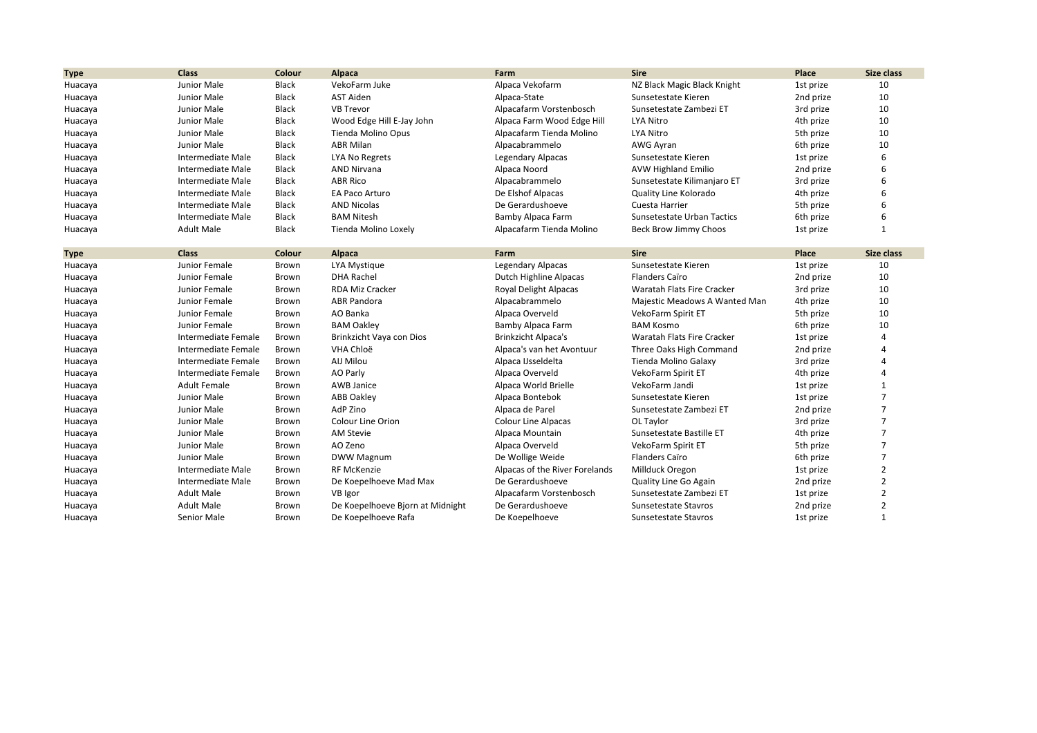| Type | Class | Colour | Alpaca | Farm | Sire | Place | Size class |
|---|---|---|---|---|---|---|---|
| Huacaya | Junior Male | Black | VekoFarm Juke | Alpaca Vekofarm | NZ Black Magic Black Knight | 1st prize | 10 |
| Huacaya | Junior Male | Black | AST Aiden | Alpaca-State | Sunsetestate Kieren | 2nd prize | 10 |
| Huacaya | Junior Male | Black | VB Trevor | Alpacafarm Vorstenbosch | Sunsetestate Zambezi ET | 3rd prize | 10 |
| Huacaya | Junior Male | Black | Wood Edge Hill E-Jay John | Alpaca Farm Wood Edge Hill | LYA Nitro | 4th prize | 10 |
| Huacaya | Junior Male | Black | Tienda Molino Opus | Alpacafarm Tienda Molino | LYA Nitro | 5th prize | 10 |
| Huacaya | Junior Male | Black | ABR Milan | Alpacabrammelo | AWG Ayran | 6th prize | 10 |
| Huacaya | Intermediate Male | Black | LYA No Regrets | Legendary Alpacas | Sunsetestate Kieren | 1st prize | 6 |
| Huacaya | Intermediate Male | Black | AND Nirvana | Alpaca Noord | AVW Highland Emilio | 2nd prize | 6 |
| Huacaya | Intermediate Male | Black | ABR Rico | Alpacabrammelo | Sunsetestate Kilimanjaro ET | 3rd prize | 6 |
| Huacaya | Intermediate Male | Black | EA Paco Arturo | De Elshof Alpacas | Quality Line Kolorado | 4th prize | 6 |
| Huacaya | Intermediate Male | Black | AND Nicolas | De Gerardushoeve | Cuesta Harrier | 5th prize | 6 |
| Huacaya | Intermediate Male | Black | BAM Nitesh | Bamby Alpaca Farm | Sunsetestate Urban Tactics | 6th prize | 6 |
| Huacaya | Adult Male | Black | Tienda Molino Loxely | Alpacafarm Tienda Molino | Beck Brow Jimmy Choos | 1st prize | 1 |

| Type | Class | Colour | Alpaca | Farm | Sire | Place | Size class |
|---|---|---|---|---|---|---|---|
| Huacaya | Junior Female | Brown | LYA Mystique | Legendary Alpacas | Sunsetestate Kieren | 1st prize | 10 |
| Huacaya | Junior Female | Brown | DHA Rachel | Dutch Highline Alpacas | Flanders Caïro | 2nd prize | 10 |
| Huacaya | Junior Female | Brown | RDA Miz Cracker | Royal Delight Alpacas | Waratah Flats Fire Cracker | 3rd prize | 10 |
| Huacaya | Junior Female | Brown | ABR Pandora | Alpacabrammelo | Majestic Meadows A Wanted Man | 4th prize | 10 |
| Huacaya | Junior Female | Brown | AO Banka | Alpaca Overveld | VekoFarm Spirit ET | 5th prize | 10 |
| Huacaya | Junior Female | Brown | BAM Oakley | Bamby Alpaca Farm | BAM Kosmo | 6th prize | 10 |
| Huacaya | Intermediate Female | Brown | Brinkzicht Vaya con Dios | Brinkzicht Alpaca's | Waratah Flats Fire Cracker | 1st prize | 4 |
| Huacaya | Intermediate Female | Brown | VHA Chloë | Alpaca's van het Avontuur | Three Oaks High Command | 2nd prize | 4 |
| Huacaya | Intermediate Female | Brown | AIJ Milou | Alpaca IJsseldelta | Tienda Molino Galaxy | 3rd prize | 4 |
| Huacaya | Intermediate Female | Brown | AO Parly | Alpaca Overveld | VekoFarm Spirit ET | 4th prize | 4 |
| Huacaya | Adult Female | Brown | AWB Janice | Alpaca World Brielle | VekoFarm Jandi | 1st prize | 1 |
| Huacaya | Junior Male | Brown | ABB Oakley | Alpaca Bontebok | Sunsetestate Kieren | 1st prize | 7 |
| Huacaya | Junior Male | Brown | AdP Zino | Alpaca de Parel | Sunsetestate Zambezi ET | 2nd prize | 7 |
| Huacaya | Junior Male | Brown | Colour Line Orion | Colour Line Alpacas | OL Taylor | 3rd prize | 7 |
| Huacaya | Junior Male | Brown | AM Stevie | Alpaca Mountain | Sunsetestate Bastille ET | 4th prize | 7 |
| Huacaya | Junior Male | Brown | AO Zeno | Alpaca Overveld | VekoFarm Spirit ET | 5th prize | 7 |
| Huacaya | Junior Male | Brown | DWW Magnum | De Wollige Weide | Flanders Caïro | 6th prize | 7 |
| Huacaya | Intermediate Male | Brown | RF McKenzie | Alpacas of the River Forelands | Millduck Oregon | 1st prize | 2 |
| Huacaya | Intermediate Male | Brown | De Koepelhoeve Mad Max | De Gerardushoeve | Quality Line Go Again | 2nd prize | 2 |
| Huacaya | Adult Male | Brown | VB Igor | Alpacafarm Vorstenbosch | Sunsetestate Zambezi ET | 1st prize | 2 |
| Huacaya | Adult Male | Brown | De Koepelhoeve Bjorn at Midnight | De Gerardushoeve | Sunsetestate Stavros | 2nd prize | 2 |
| Huacaya | Senior Male | Brown | De Koepelhoeve Rafa | De Koepelhoeve | Sunsetestate Stavros | 1st prize | 1 |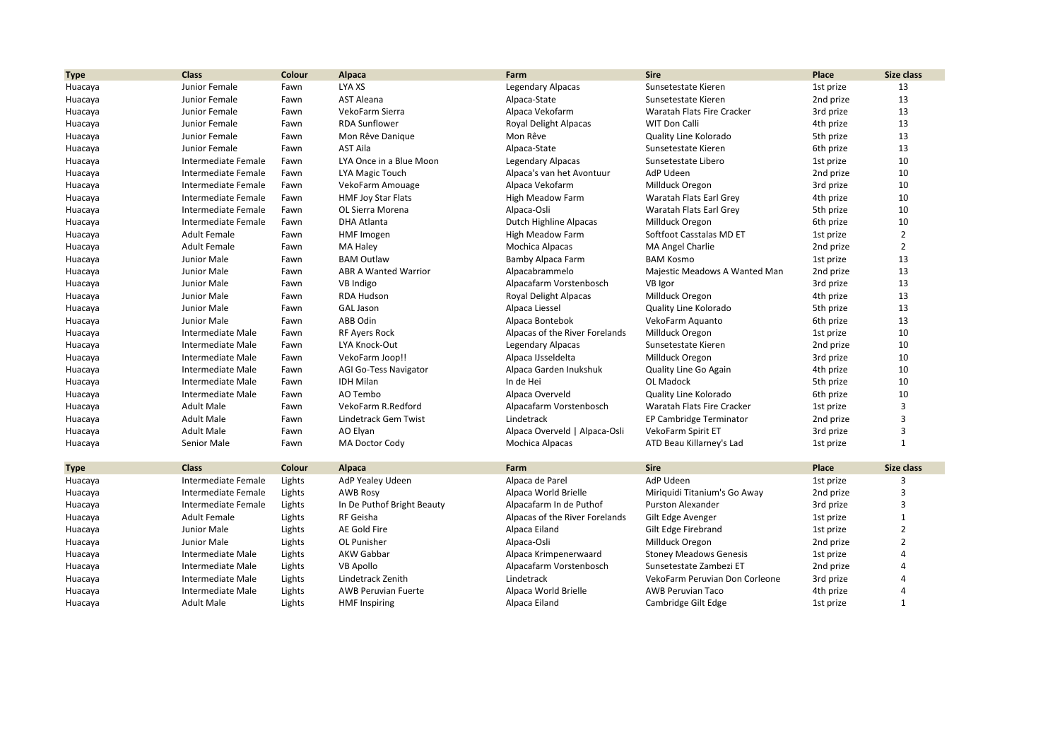| Type | Class | Colour | Alpaca | Farm | Sire | Place | Size class |
|---|---|---|---|---|---|---|---|
| Huacaya | Junior Female | Fawn | LYA XS | Legendary Alpacas | Sunsetestate Kieren | 1st prize | 13 |
| Huacaya | Junior Female | Fawn | AST Aleana | Alpaca-State | Sunsetestate Kieren | 2nd prize | 13 |
| Huacaya | Junior Female | Fawn | VekoFarm Sierra | Alpaca Vekofarm | Waratah Flats Fire Cracker | 3rd prize | 13 |
| Huacaya | Junior Female | Fawn | RDA Sunflower | Royal Delight Alpacas | WIT Don Calli | 4th prize | 13 |
| Huacaya | Junior Female | Fawn | Mon Rêve Danique | Mon Rêve | Quality Line Kolorado | 5th prize | 13 |
| Huacaya | Junior Female | Fawn | AST Aila | Alpaca-State | Sunsetestate Kieren | 6th prize | 13 |
| Huacaya | Intermediate Female | Fawn | LYA Once in a Blue Moon | Legendary Alpacas | Sunsetestate Libero | 1st prize | 10 |
| Huacaya | Intermediate Female | Fawn | LYA Magic Touch | Alpaca's van het Avontuur | AdP Udeen | 2nd prize | 10 |
| Huacaya | Intermediate Female | Fawn | VekoFarm Amouage | Alpaca Vekofarm | Millduck Oregon | 3rd prize | 10 |
| Huacaya | Intermediate Female | Fawn | HMF Joy Star Flats | High Meadow Farm | Waratah Flats Earl Grey | 4th prize | 10 |
| Huacaya | Intermediate Female | Fawn | OL Sierra Morena | Alpaca-Osli | Waratah Flats Earl Grey | 5th prize | 10 |
| Huacaya | Intermediate Female | Fawn | DHA Atlanta | Dutch Highline Alpacas | Millduck Oregon | 6th prize | 10 |
| Huacaya | Adult Female | Fawn | HMF Imogen | High Meadow Farm | Softfoot Casstalas MD ET | 1st prize | 2 |
| Huacaya | Adult Female | Fawn | MA Haley | Mochica Alpacas | MA Angel Charlie | 2nd prize | 2 |
| Huacaya | Junior Male | Fawn | BAM Outlaw | Bamby Alpaca Farm | BAM Kosmo | 1st prize | 13 |
| Huacaya | Junior Male | Fawn | ABR A Wanted Warrior | Alpacabrammelo | Majestic Meadows A Wanted Man | 2nd prize | 13 |
| Huacaya | Junior Male | Fawn | VB Indigo | Alpacafarm Vorstenbosch | VB Igor | 3rd prize | 13 |
| Huacaya | Junior Male | Fawn | RDA Hudson | Royal Delight Alpacas | Millduck Oregon | 4th prize | 13 |
| Huacaya | Junior Male | Fawn | GAL Jason | Alpaca Liessel | Quality Line Kolorado | 5th prize | 13 |
| Huacaya | Junior Male | Fawn | ABB Odin | Alpaca Bontebok | VekoFarm Aquanto | 6th prize | 13 |
| Huacaya | Intermediate Male | Fawn | RF Ayers Rock | Alpacas of the River Forelands | Millduck Oregon | 1st prize | 10 |
| Huacaya | Intermediate Male | Fawn | LYA Knock-Out | Legendary Alpacas | Sunsetestate Kieren | 2nd prize | 10 |
| Huacaya | Intermediate Male | Fawn | VekoFarm Joop!! | Alpaca IJsseldelta | Millduck Oregon | 3rd prize | 10 |
| Huacaya | Intermediate Male | Fawn | AGI Go-Tess Navigator | Alpaca Garden Inukshuk | Quality Line Go Again | 4th prize | 10 |
| Huacaya | Intermediate Male | Fawn | IDH Milan | In de Hei | OL Madock | 5th prize | 10 |
| Huacaya | Intermediate Male | Fawn | AO Tembo | Alpaca Overveld | Quality Line Kolorado | 6th prize | 10 |
| Huacaya | Adult Male | Fawn | VekoFarm R.Redford | Alpacafarm Vorstenbosch | Waratah Flats Fire Cracker | 1st prize | 3 |
| Huacaya | Adult Male | Fawn | Lindetrack Gem Twist | Lindetrack | EP Cambridge Terminator | 2nd prize | 3 |
| Huacaya | Adult Male | Fawn | AO Elyan | Alpaca Overveld \| Alpaca-Osli | VekoFarm Spirit ET | 3rd prize | 3 |
| Huacaya | Senior Male | Fawn | MA Doctor Cody | Mochica Alpacas | ATD Beau Killarney's Lad | 1st prize | 1 |

| Type | Class | Colour | Alpaca | Farm | Sire | Place | Size class |
|---|---|---|---|---|---|---|---|
| Huacaya | Intermediate Female | Lights | AdP Yealey Udeen | Alpaca de Parel | AdP Udeen | 1st prize | 3 |
| Huacaya | Intermediate Female | Lights | AWB Rosy | Alpaca World Brielle | Miriquidi Titanium's Go Away | 2nd prize | 3 |
| Huacaya | Intermediate Female | Lights | In De Puthof Bright Beauty | Alpacafarm In de Puthof | Purston Alexander | 3rd prize | 3 |
| Huacaya | Adult Female | Lights | RF Geisha | Alpacas of the River Forelands | Gilt Edge Avenger | 1st prize | 1 |
| Huacaya | Junior Male | Lights | AE Gold Fire | Alpaca Eiland | Gilt Edge Firebrand | 1st prize | 2 |
| Huacaya | Junior Male | Lights | OL Punisher | Alpaca-Osli | Millduck Oregon | 2nd prize | 2 |
| Huacaya | Intermediate Male | Lights | AKW Gabbar | Alpaca Krimpenerwaard | Stoney Meadows Genesis | 1st prize | 4 |
| Huacaya | Intermediate Male | Lights | VB Apollo | Alpacafarm Vorstenbosch | Sunsetestate Zambezi ET | 2nd prize | 4 |
| Huacaya | Intermediate Male | Lights | Lindetrack Zenith | Lindetrack | VekoFarm Peruvian Don Corleone | 3rd prize | 4 |
| Huacaya | Intermediate Male | Lights | AWB Peruvian Fuerte | Alpaca World Brielle | AWB Peruvian Taco | 4th prize | 4 |
| Huacaya | Adult Male | Lights | HMF Inspiring | Alpaca Eiland | Cambridge Gilt Edge | 1st prize | 1 |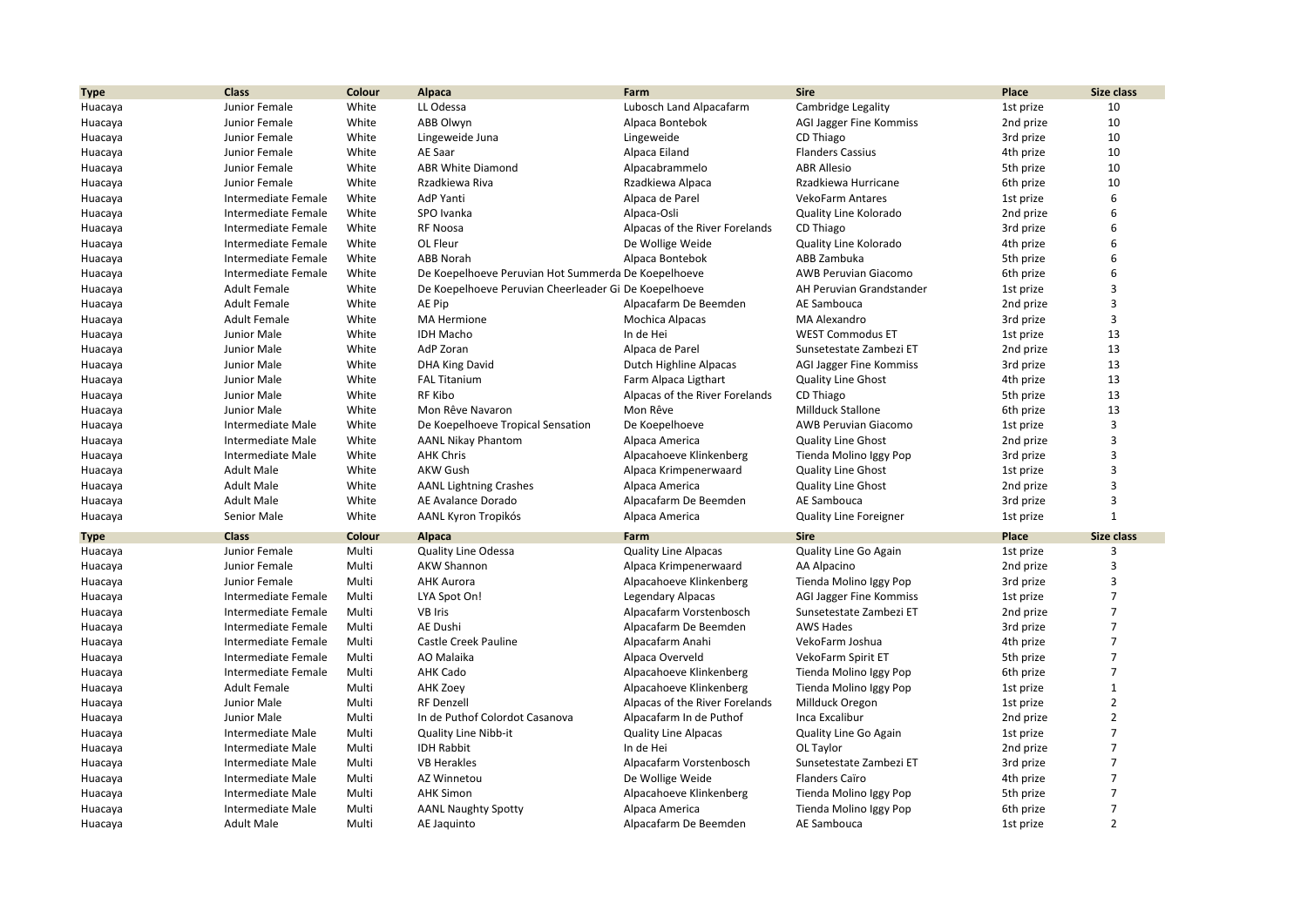| Type | Class | Colour | Alpaca | Farm | Sire | Place | Size class |
|---|---|---|---|---|---|---|---|
| Huacaya | Junior Female | White | LL Odessa | Lubosch Land Alpacafarm | Cambridge Legality | 1st prize | 10 |
| Huacaya | Junior Female | White | ABB Olwyn | Alpaca Bontebok | AGI Jagger Fine Kommiss | 2nd prize | 10 |
| Huacaya | Junior Female | White | Lingeweide Juna | Lingeweide | CD Thiago | 3rd prize | 10 |
| Huacaya | Junior Female | White | AE Saar | Alpaca Eiland | Flanders Cassius | 4th prize | 10 |
| Huacaya | Junior Female | White | ABR White Diamond | Alpacabrammelo | ABR Allesio | 5th prize | 10 |
| Huacaya | Junior Female | White | Rzadkiewa Riva | Rzadkiewa Alpaca | Rzadkiewa Hurricane | 6th prize | 10 |
| Huacaya | Intermediate Female | White | AdP Yanti | Alpaca de Parel | VekoFarm Antares | 1st prize | 6 |
| Huacaya | Intermediate Female | White | SPO Ivanka | Alpaca-Osli | Quality Line Kolorado | 2nd prize | 6 |
| Huacaya | Intermediate Female | White | RF Noosa | Alpacas of the River Forelands | CD Thiago | 3rd prize | 6 |
| Huacaya | Intermediate Female | White | OL Fleur | De Wollige Weide | Quality Line Kolorado | 4th prize | 6 |
| Huacaya | Intermediate Female | White | ABB Norah | Alpaca Bontebok | ABB Zambuka | 5th prize | 6 |
| Huacaya | Intermediate Female | White | De Koepelhoeve Peruvian Hot Summerda | De Koepelhoeve | AWB Peruvian Giacomo | 6th prize | 6 |
| Huacaya | Adult Female | White | De Koepelhoeve Peruvian Cheerleader Gi | De Koepelhoeve | AH Peruvian Grandstander | 1st prize | 3 |
| Huacaya | Adult Female | White | AE Pip | Alpacafarm De Beemden | AE Sambouca | 2nd prize | 3 |
| Huacaya | Adult Female | White | MA Hermione | Mochica Alpacas | MA Alexandro | 3rd prize | 3 |
| Huacaya | Junior Male | White | IDH Macho | In de Hei | WEST Commodus ET | 1st prize | 13 |
| Huacaya | Junior Male | White | AdP Zoran | Alpaca de Parel | Sunsetestate Zambezi ET | 2nd prize | 13 |
| Huacaya | Junior Male | White | DHA King David | Dutch Highline Alpacas | AGI Jagger Fine Kommiss | 3rd prize | 13 |
| Huacaya | Junior Male | White | FAL Titanium | Farm Alpaca Ligthart | Quality Line Ghost | 4th prize | 13 |
| Huacaya | Junior Male | White | RF Kibo | Alpacas of the River Forelands | CD Thiago | 5th prize | 13 |
| Huacaya | Junior Male | White | Mon Rêve Navaron | Mon Rêve | Millduck Stallone | 6th prize | 13 |
| Huacaya | Intermediate Male | White | De Koepelhoeve Tropical Sensation | De Koepelhoeve | AWB Peruvian Giacomo | 1st prize | 3 |
| Huacaya | Intermediate Male | White | AANL Nikay Phantom | Alpaca America | Quality Line Ghost | 2nd prize | 3 |
| Huacaya | Intermediate Male | White | AHK Chris | Alpacahoeve Klinkenberg | Tienda Molino Iggy Pop | 3rd prize | 3 |
| Huacaya | Adult Male | White | AKW Gush | Alpaca Krimpenerwaard | Quality Line Ghost | 1st prize | 3 |
| Huacaya | Adult Male | White | AANL Lightning Crashes | Alpaca America | Quality Line Ghost | 2nd prize | 3 |
| Huacaya | Adult Male | White | AE Avalance Dorado | Alpacafarm De Beemden | AE Sambouca | 3rd prize | 3 |
| Huacaya | Senior Male | White | AANL Kyron Tropikós | Alpaca America | Quality Line Foreigner | 1st prize | 1 |

| Type | Class | Colour | Alpaca | Farm | Sire | Place | Size class |
|---|---|---|---|---|---|---|---|
| Huacaya | Junior Female | Multi | Quality Line Odessa | Quality Line Alpacas | Quality Line Go Again | 1st prize | 3 |
| Huacaya | Junior Female | Multi | AKW Shannon | Alpaca Krimpenerwaard | AA Alpacino | 2nd prize | 3 |
| Huacaya | Junior Female | Multi | AHK Aurora | Alpacahoeve Klinkenberg | Tienda Molino Iggy Pop | 3rd prize | 3 |
| Huacaya | Intermediate Female | Multi | LYA Spot On! | Legendary Alpacas | AGI Jagger Fine Kommiss | 1st prize | 7 |
| Huacaya | Intermediate Female | Multi | VB Iris | Alpacafarm Vorstenbosch | Sunsetestate Zambezi ET | 2nd prize | 7 |
| Huacaya | Intermediate Female | Multi | AE Dushi | Alpacafarm De Beemden | AWS Hades | 3rd prize | 7 |
| Huacaya | Intermediate Female | Multi | Castle Creek Pauline | Alpacafarm Anahi | VekoFarm Joshua | 4th prize | 7 |
| Huacaya | Intermediate Female | Multi | AO Malaika | Alpaca Overveld | VekoFarm Spirit ET | 5th prize | 7 |
| Huacaya | Intermediate Female | Multi | AHK Cado | Alpacahoeve Klinkenberg | Tienda Molino Iggy Pop | 6th prize | 7 |
| Huacaya | Adult Female | Multi | AHK Zoey | Alpacahoeve Klinkenberg | Tienda Molino Iggy Pop | 1st prize | 1 |
| Huacaya | Junior Male | Multi | RF Denzell | Alpacas of the River Forelands | Millduck Oregon | 1st prize | 2 |
| Huacaya | Junior Male | Multi | In de Puthof Colordot Casanova | Alpacafarm In de Puthof | Inca Excalibur | 2nd prize | 2 |
| Huacaya | Intermediate Male | Multi | Quality Line Nibb-it | Quality Line Alpacas | Quality Line Go Again | 1st prize | 7 |
| Huacaya | Intermediate Male | Multi | IDH Rabbit | In de Hei | OL Taylor | 2nd prize | 7 |
| Huacaya | Intermediate Male | Multi | VB Herakles | Alpacafarm Vorstenbosch | Sunsetestate Zambezi ET | 3rd prize | 7 |
| Huacaya | Intermediate Male | Multi | AZ Winnetou | De Wollige Weide | Flanders Caïro | 4th prize | 7 |
| Huacaya | Intermediate Male | Multi | AHK Simon | Alpacahoeve Klinkenberg | Tienda Molino Iggy Pop | 5th prize | 7 |
| Huacaya | Intermediate Male | Multi | AANL Naughty Spotty | Alpaca America | Tienda Molino Iggy Pop | 6th prize | 7 |
| Huacaya | Adult Male | Multi | AE Jaquinto | Alpacafarm De Beemden | AE Sambouca | 1st prize | 2 |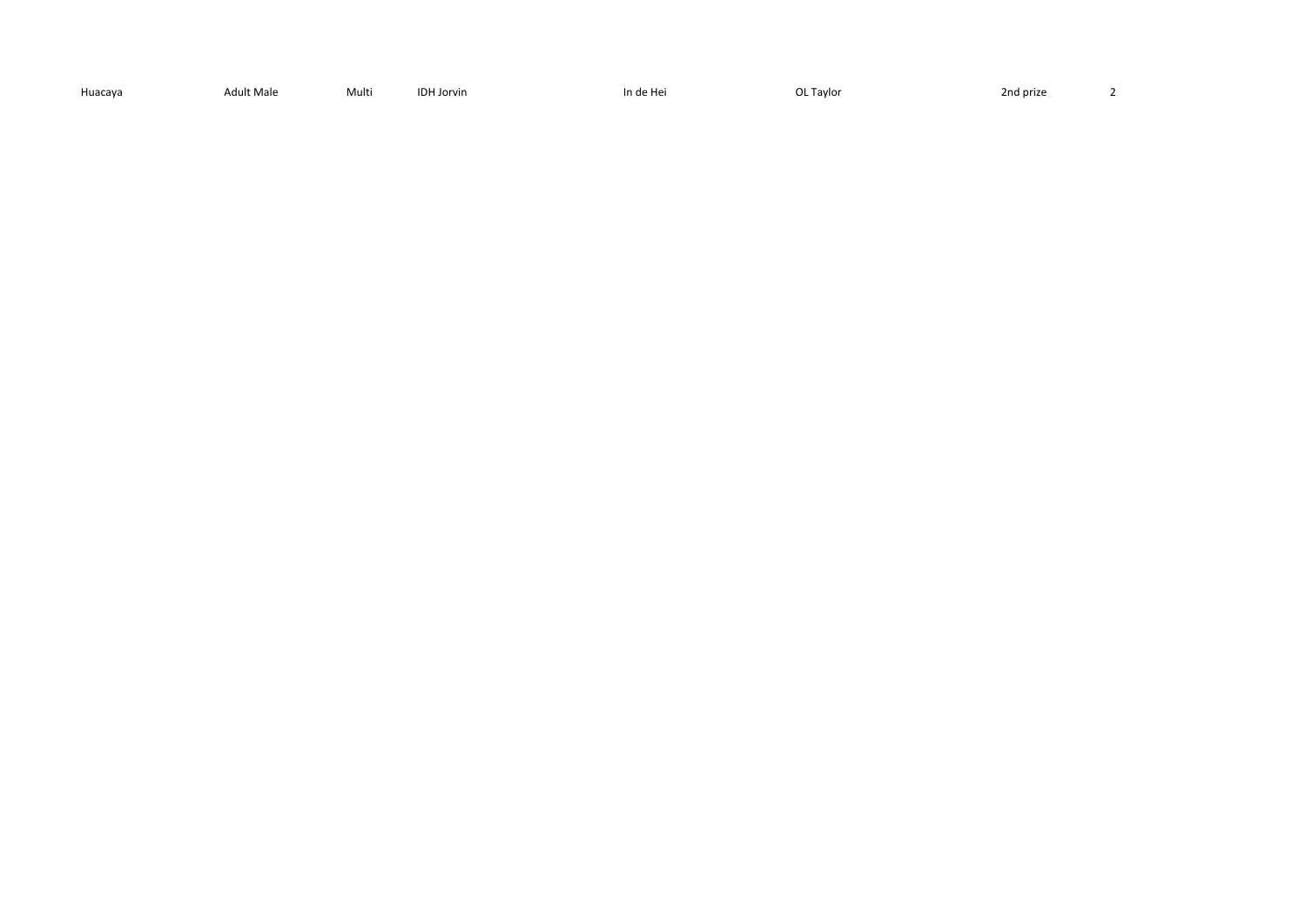| Huacaya | Adult Male | Multi | IDH Jorvin | In de Hei | OL Taylor | 2nd prize | 2 |
| --- | --- | --- | --- | --- | --- | --- | --- |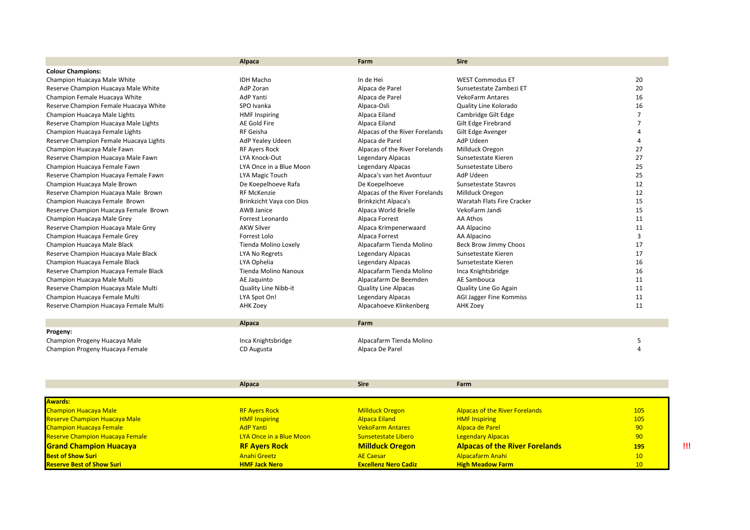| | Alpaca | Farm | Sire | |
|---|---|---|---|---|
| **Colour Champions:** | | | | |
| Champion Huacaya Male White | IDH Macho | In de Hei | WEST Commodus ET | 20 |
| Reserve Champion Huacaya Male White | AdP Zoran | Alpaca de Parel | Sunsetestate Zambezi ET | 20 |
| Champion Female Huacaya White | AdP Yanti | Alpaca de Parel | VekoFarm Antares | 16 |
| Reserve Champion Female Huacaya White | SPO Ivanka | Alpaca-Osli | Quality Line Kolorado | 16 |
| Champion Huacaya Male Lights | HMF Inspiring | Alpaca Eiland | Cambridge Gilt Edge | 7 |
| Reserve Champion Huacaya Male Lights | AE Gold Fire | Alpaca Eiland | Gilt Edge Firebrand | 7 |
| Champion Huacaya Female Lights | RF Geisha | Alpacas of the River Forelands | Gilt Edge Avenger | 4 |
| Reserve Champion Female Huacaya Lights | AdP Yealey Udeen | Alpaca de Parel | AdP Udeen | 4 |
| Champion Huacaya Male Fawn | RF Ayers Rock | Alpacas of the River Forelands | Millduck Oregon | 27 |
| Reserve Champion Huacaya Male Fawn | LYA Knock-Out | Legendary Alpacas | Sunsetestate Kieren | 27 |
| Champion Huacaya Female Fawn | LYA Once in a Blue Moon | Legendary Alpacas | Sunsetestate Libero | 25 |
| Reserve Champion Huacaya Female Fawn | LYA Magic Touch | Alpaca's van het Avontuur | AdP Udeen | 25 |
| Champion Huacaya Male Brown | De Koepelhoeve Rafa | De Koepelhoeve | Sunsetestate Stavros | 12 |
| Reserve Champion Huacaya Male Brown | RF McKenzie | Alpacas of the River Forelands | Millduck Oregon | 12 |
| Champion Huacaya Female Brown | Brinkzicht Vaya con Dios | Brinkzicht Alpaca's | Waratah Flats Fire Cracker | 15 |
| Reserve Champion Huacaya Female Brown | AWB Janice | Alpaca World Brielle | VekoFarm Jandi | 15 |
| Champion Huacaya Male Grey | Forrest Leonardo | Alpaca Forrest | AA Athos | 11 |
| Reserve Champion Huacaya Male Grey | AKW Silver | Alpaca Krimpenerwaard | AA Alpacino | 11 |
| Champion Huacaya Female Grey | Forrest Lolo | Alpaca Forrest | AA Alpacino | 3 |
| Champion Huacaya Male Black | Tienda Molino Loxely | Alpacafarm Tienda Molino | Beck Brow Jimmy Choos | 17 |
| Reserve Champion Huacaya Male Black | LYA No Regrets | Legendary Alpacas | Sunsetestate Kieren | 17 |
| Champion Huacaya Female Black | LYA Ophelia | Legendary Alpacas | Sunsetestate Kieren | 16 |
| Reserve Champion Huacaya Female Black | Tienda Molino Nanoux | Alpacafarm Tienda Molino | Inca Knightsbridge | 16 |
| Champion Huacaya Male Multi | AE Jaquinto | Alpacafarm De Beemden | AE Sambouca | 11 |
| Reserve Champion Huacaya Male Multi | Quality Line Nibb-it | Quality Line Alpacas | Quality Line Go Again | 11 |
| Champion Huacaya Female Multi | LYA Spot On! | Legendary Alpacas | AGI Jagger Fine Kommiss | 11 |
| Reserve Champion Huacaya Female Multi | AHK Zoey | Alpacahoeve Klinkenberg | AHK Zoey | 11 |

| | Alpaca | Farm | |
|---|---|---|---|
| **Progeny:** | | | |
| Champion Progeny Huacaya Male | Inca Knightsbridge | Alpacafarm Tienda Molino | 5 |
| Champion Progeny Huacaya Female | CD Augusta | Alpaca De Parel | 4 |

| | Alpaca | Sire | Farm | | |
|---|---|---|---|---|---|
| **Awards:** | | | | | |
| Champion Huacaya Male | RF Ayers Rock | Millduck Oregon | Alpacas of the River Forelands | 105 | |
| Reserve Champion Huacaya Male | HMF Inspiring | Alpaca Eiland | HMF Inspiring | 105 | |
| Champion Huacaya Female | AdP Yanti | VekoFarm Antares | Alpaca de Parel | 90 | |
| Reserve Champion Huacaya Female | LYA Once in a Blue Moon | Sunsetestate Libero | Legendary Alpacas | 90 | |
| **Grand Champion Huacaya** | **RF Ayers Rock** | **Millduck Oregon** | **Alpacas of the River Forelands** | **195** | **!!!** |
| **Best of Show Suri** | Anahi Greetz | AE Caesar | Alpacafarm Anahi | 10 | |
| **Reserve Best of Show Suri** | **HMF Jack Nero** | **Excellenz Nero Cadiz** | **High Meadow Farm** | 10 | |